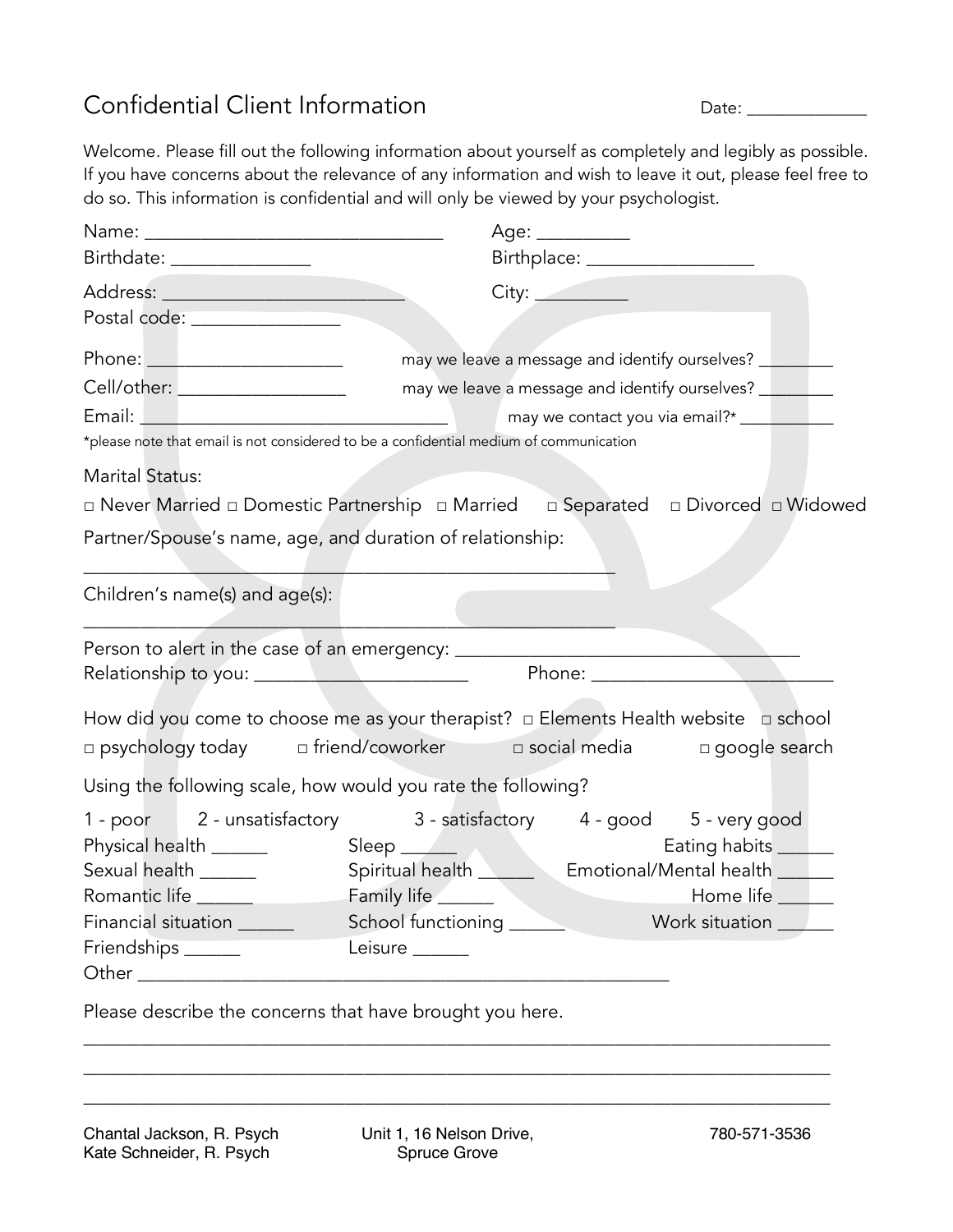# Confidential Client Information

Date: _____________

Welcome. Please fill out the following information about yourself as completely and legibly as possible. If you have concerns about the relevance of any information and wish to leave it out, please feel free to do so. This information is confidential and will only be viewed by your psychologist.

Name: ______________________________ Age: _________
Birthdate: ______________ Birthplace: _________________

Address: _________________________ City: _________
Postal code: _______________

Phone: ____________________ may we leave a message and identify ourselves? ________
Cell/other: _________________ may we leave a message and identify ourselves? ________
Email: ________________________________ may we contact you via email?* __________
*please note that email is not considered to be a confidential medium of communication

Marital Status:

□ Never Married □ Domestic Partnership □ Married □ Separated □ Divorced □ Widowed

Partner/Spouse's name, age, and duration of relationship:

________________________________________________________

Children's name(s) and age(s):

________________________________________________________

Person to alert in the case of an emergency: ___________________________________
Relationship to you: ______________________ Phone: ________________________

How did you come to choose me as your therapist? □ Elements Health website □ school
□ psychology today □ friend/coworker □ social media □ google search

Using the following scale, how would you rate the following?

1 - poor 2 - unsatisfactory 3 - satisfactory 4 - good 5 - very good

Physical health ______ Sleep ______ Eating habits ______
Sexual health ______ Spiritual health ______ Emotional/Mental health ______
Romantic life ______ Family life ______ Home life ______
Financial situation ______ School functioning ______ Work situation ______
Friendships ______ Leisure ______
Other ________________________________________________________

Please describe the concerns that have brought you here.

______________________________________________________________________________

______________________________________________________________________________

______________________________________________________________________________

Chantal Jackson, R. Psych
Kate Schneider, R. Psych

Unit 1, 16 Nelson Drive,
Spruce Grove

780-571-3536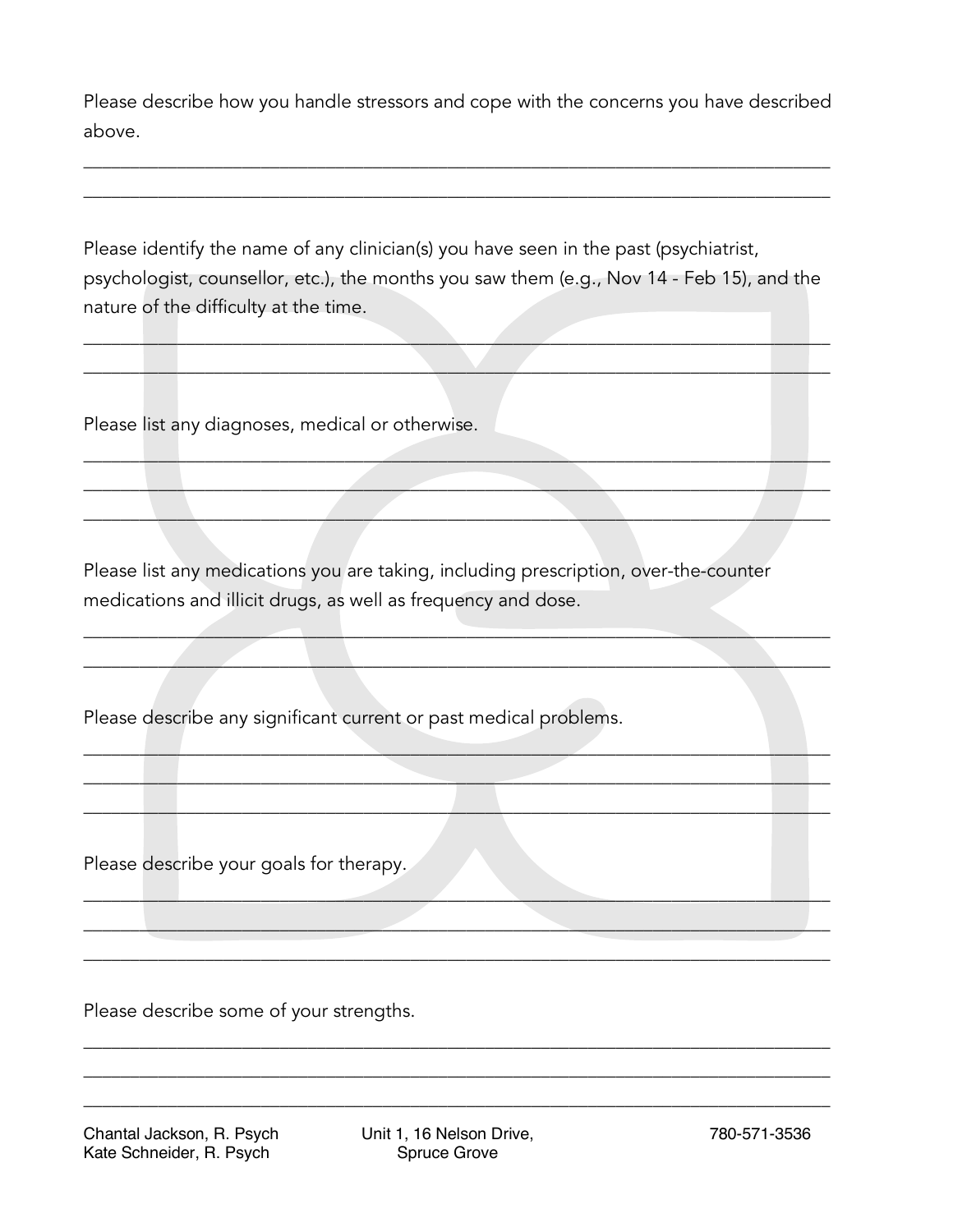Please describe how you handle stressors and cope with the concerns you have described above.

______________________________________________________________________________

______________________________________________________________________________

Please identify the name of any clinician(s) you have seen in the past (psychiatrist, psychologist, counsellor, etc.), the months you saw them (e.g., Nov 14 - Feb 15), and the nature of the difficulty at the time.

______________________________________________________________________________

______________________________________________________________________________

Please list any diagnoses, medical or otherwise.

______________________________________________________________________________

______________________________________________________________________________

______________________________________________________________________________

Please list any medications you are taking, including prescription, over-the-counter medications and illicit drugs, as well as frequency and dose.

______________________________________________________________________________

______________________________________________________________________________

Please describe any significant current or past medical problems.

______________________________________________________________________________

______________________________________________________________________________

______________________________________________________________________________

Please describe your goals for therapy.

______________________________________________________________________________

______________________________________________________________________________

______________________________________________________________________________

Please describe some of your strengths.

______________________________________________________________________________

______________________________________________________________________________

______________________________________________________________________________